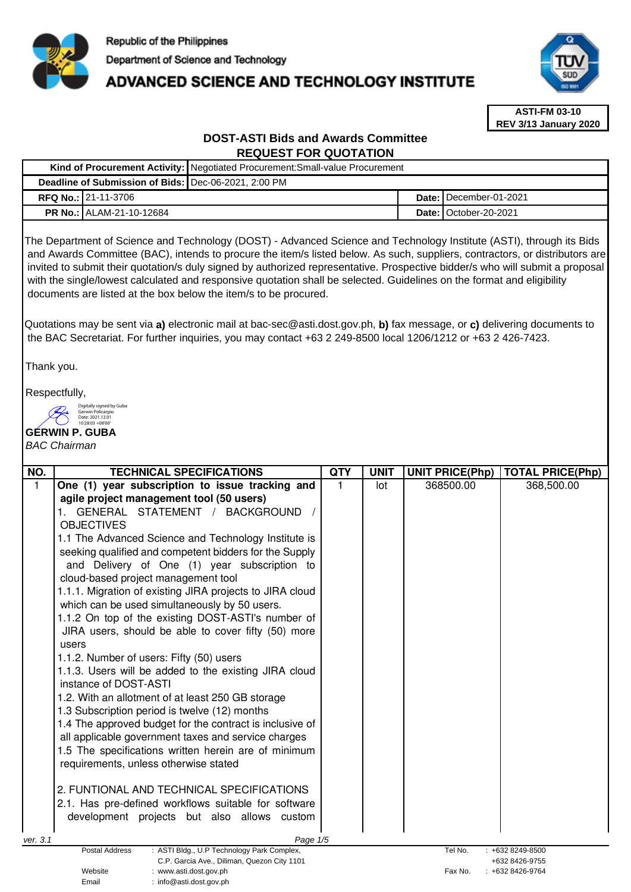Republic of the Philippines
Department of Science and Technology
# ADVANCED SCIENCE AND TECHNOLOGY INSTITUTE

**ASTI-FM 03-10**
**REV 3/13 January 2020**

## DOST-ASTI Bids and Awards Committee
## REQUEST FOR QUOTATION

| | | | |
|---|---|---|---|
| **Kind of Procurement Activity:** | Negotiated Procurement:Small-value Procurement | | |
| **Deadline of Submission of Bids:** | Dec-06-2021, 2:00 PM | | |
| **RFQ No.:** | 21-11-3706 | **Date:** | December-01-2021 |
| **PR No.:** | ALAM-21-10-12684 | **Date:** | October-20-2021 |

The Department of Science and Technology (DOST) - Advanced Science and Technology Institute (ASTI), through its Bids and Awards Committee (BAC), intends to procure the item/s listed below. As such, suppliers, contractors, or distributors are invited to submit their quotation/s duly signed by authorized representative. Prospective bidder/s who will submit a proposal with the single/lowest calculated and responsive quotation shall be selected. Guidelines on the format and eligibility documents are listed at the box below the item/s to be procured.

Quotations may be sent via **a)** electronic mail at bac-sec@asti.dost.gov.ph, **b)** fax message, or **c)** delivering documents to the BAC Secretariat. For further inquiries, you may contact +63 2 249-8500 local 1206/1212 or +63 2 426-7423.

Thank you.

Respectfully,

Digitally signed by Guba Gerwin Policarpio
Date: 2021.12.01 10:28:03 +08'00'

**GERWIN P. GUBA**
*BAC Chairman*

| NO. | TECHNICAL SPECIFICATIONS | QTY | UNIT | UNIT PRICE(Php) | TOTAL PRICE(Php) |
|---|---|---|---|---|---|
| 1 | **One (1) year subscription to issue tracking and agile project management tool (50 users)**<br>1. GENERAL STATEMENT / BACKGROUND / OBJECTIVES<br>1.1 The Advanced Science and Technology Institute is seeking qualified and competent bidders for the Supply and Delivery of One (1) year subscription to cloud-based project management tool<br>1.1.1. Migration of existing JIRA projects to JIRA cloud which can be used simultaneously by 50 users.<br>1.1.2 On top of the existing DOST-ASTI's number of JIRA users, should be able to cover fifty (50) more users<br>1.1.2. Number of users: Fifty (50) users<br>1.1.3. Users will be added to the existing JIRA cloud instance of DOST-ASTI<br>1.2. With an allotment of at least 250 GB storage<br>1.3 Subscription period is twelve (12) months<br>1.4 The approved budget for the contract is inclusive of all applicable government taxes and service charges<br>1.5 The specifications written herein are of minimum requirements, unless otherwise stated<br><br>2. FUNTIONAL AND TECHNICAL SPECIFICATIONS<br>2.1. Has pre-defined workflows suitable for software development projects but also allows custom | 1 | lot | 368500.00 | 368,500.00 |

ver. 3.1

Postal Address : ASTI Bldg., U.P Technology Park Complex, C.P. Garcia Ave., Diliman, Quezon City 1101
Website : www.asti.dost.gov.ph
Email : info@asti.dost.gov.ph
Tel No. : +632 8249-8500, +632 8426-9755
Fax No. : +632 8426-9764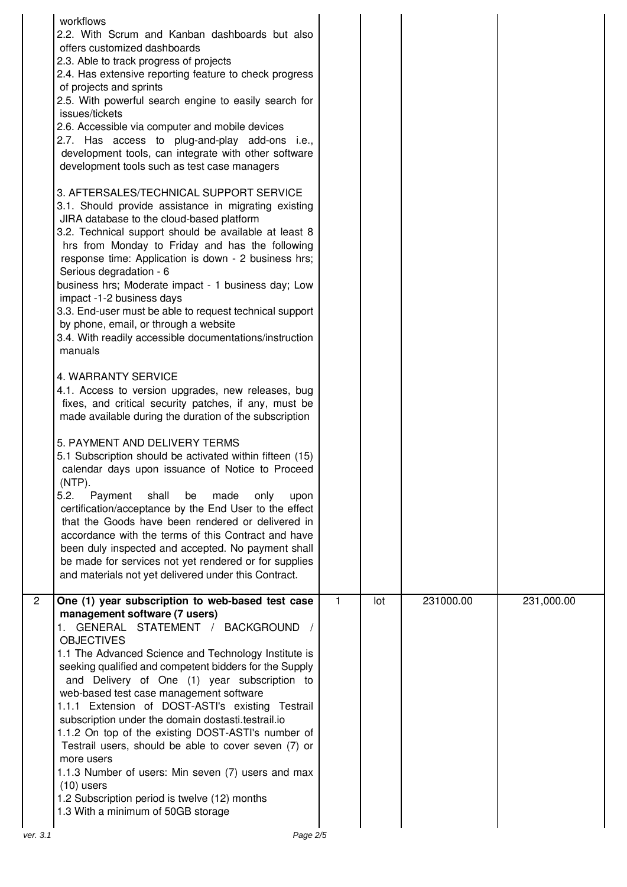| | | | | | |
|---|---|---|---|---|---|
| | workflows<br>2.2. With Scrum and Kanban dashboards but also offers customized dashboards<br>2.3. Able to track progress of projects<br>2.4. Has extensive reporting feature to check progress of projects and sprints<br>2.5. With powerful search engine to easily search for issues/tickets<br>2.6. Accessible via computer and mobile devices<br>2.7. Has access to plug-and-play add-ons i.e., development tools, can integrate with other software development tools such as test case managers<br><br>3. AFTERSALES/TECHNICAL SUPPORT SERVICE<br>3.1. Should provide assistance in migrating existing JIRA database to the cloud-based platform<br>3.2. Technical support should be available at least 8 hrs from Monday to Friday and has the following response time: Application is down - 2 business hrs; Serious degradation - 6 business hrs; Moderate impact - 1 business day; Low impact -1-2 business days<br>3.3. End-user must be able to request technical support by phone, email, or through a website<br>3.4. With readily accessible documentations/instruction manuals<br><br>4. WARRANTY SERVICE<br>4.1. Access to version upgrades, new releases, bug fixes, and critical security patches, if any, must be made available during the duration of the subscription<br><br>5. PAYMENT AND DELIVERY TERMS<br>5.1 Subscription should be activated within fifteen (15) calendar days upon issuance of Notice to Proceed (NTP).<br>5.2. Payment shall be made only upon certification/acceptance by the End User to the effect that the Goods have been rendered or delivered in accordance with the terms of this Contract and have been duly inspected and accepted. No payment shall be made for services not yet rendered or for supplies and materials not yet delivered under this Contract. | | | | |
| 2 | **One (1) year subscription to web-based test case management software (7 users)**<br>1. GENERAL STATEMENT / BACKGROUND / OBJECTIVES<br>1.1 The Advanced Science and Technology Institute is seeking qualified and competent bidders for the Supply and Delivery of One (1) year subscription to web-based test case management software<br>1.1.1 Extension of DOST-ASTI's existing Testrail subscription under the domain dostasti.testrail.io<br>1.1.2 On top of the existing DOST-ASTI's number of Testrail users, should be able to cover seven (7) or more users<br>1.1.3 Number of users: Min seven (7) users and max (10) users<br>1.2 Subscription period is twelve (12) months<br>1.3 With a minimum of 50GB storage | 1 | lot | 231000.00 | 231,000.00 |

ver. 3.1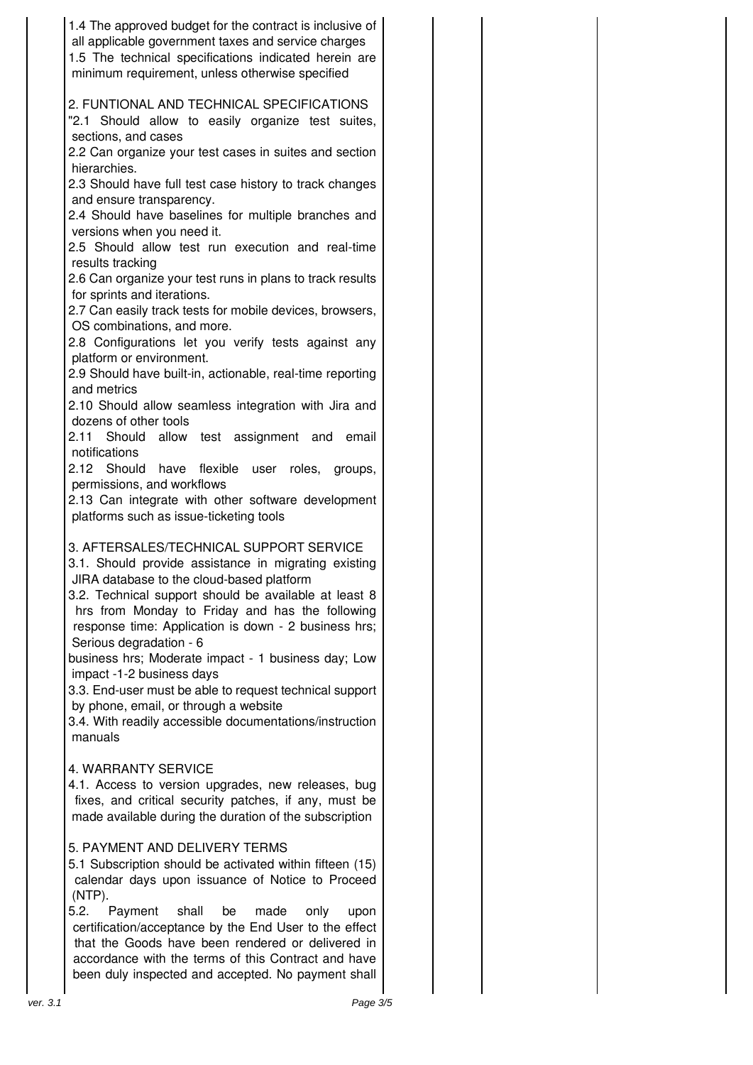| | | | | |
|---|---|---|---|---|
| 1.4 The approved budget for the contract is inclusive of all applicable government taxes and service charges<br>1.5 The technical specifications indicated herein are minimum requirement, unless otherwise specified<br><br>2. FUNTIONAL AND TECHNICAL SPECIFICATIONS<br>"2.1 Should allow to easily organize test suites, sections, and cases<br>2.2 Can organize your test cases in suites and section hierarchies.<br>2.3 Should have full test case history to track changes and ensure transparency.<br>2.4 Should have baselines for multiple branches and versions when you need it.<br>2.5 Should allow test run execution and real-time results tracking<br>2.6 Can organize your test runs in plans to track results for sprints and iterations.<br>2.7 Can easily track tests for mobile devices, browsers, OS combinations, and more.<br>2.8 Configurations let you verify tests against any platform or environment.<br>2.9 Should have built-in, actionable, real-time reporting and metrics<br>2.10 Should allow seamless integration with Jira and dozens of other tools<br>2.11 Should allow test assignment and email notifications<br>2.12 Should have flexible user roles, groups, permissions, and workflows<br>2.13 Can integrate with other software development platforms such as issue-ticketing tools<br><br>3. AFTERSALES/TECHNICAL SUPPORT SERVICE<br>3.1. Should provide assistance in migrating existing JIRA database to the cloud-based platform<br>3.2. Technical support should be available at least 8 hrs from Monday to Friday and has the following response time: Application is down - 2 business hrs; Serious degradation - 6 business hrs; Moderate impact - 1 business day; Low impact -1-2 business days<br>3.3. End-user must be able to request technical support by phone, email, or through a website<br>3.4. With readily accessible documentations/instruction manuals<br><br>4. WARRANTY SERVICE<br>4.1. Access to version upgrades, new releases, bug fixes, and critical security patches, if any, must be made available during the duration of the subscription<br><br>5. PAYMENT AND DELIVERY TERMS<br>5.1 Subscription should be activated within fifteen (15) calendar days upon issuance of Notice to Proceed (NTP).<br>5.2. Payment shall be made only upon certification/acceptance by the End User to the effect that the Goods have been rendered or delivered in accordance with the terms of this Contract and have been duly inspected and accepted. No payment shall | | | | |

ver. 3.1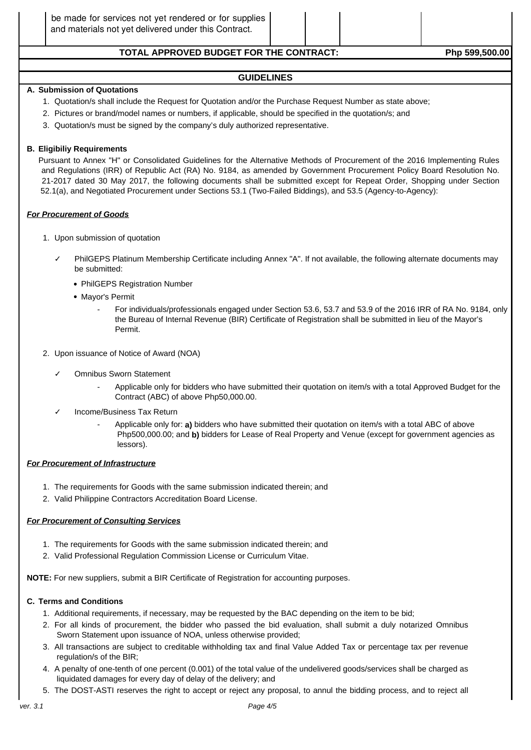| be made for services not yet rendered or for supplies and materials not yet delivered under this Contract. | | | | |
|---|---|---|---|---|

| TOTAL APPROVED BUDGET FOR THE CONTRACT: | Php 599,500.00 |
|---|---|

## GUIDELINES

**A. Submission of Quotations**

1. Quotation/s shall include the Request for Quotation and/or the Purchase Request Number as state above;
2. Pictures or brand/model names or numbers, if applicable, should be specified in the quotation/s; and
3. Quotation/s must be signed by the company's duly authorized representative.

**B. Eligibiliy Requirements**

Pursuant to Annex "H" or Consolidated Guidelines for the Alternative Methods of Procurement of the 2016 Implementing Rules and Regulations (IRR) of Republic Act (RA) No. 9184, as amended by Government Procurement Policy Board Resolution No. 21-2017 dated 30 May 2017, the following documents shall be submitted except for Repeat Order, Shopping under Section 52.1(a), and Negotiated Procurement under Sections 53.1 (Two-Failed Biddings), and 53.5 (Agency-to-Agency):

***For Procurement of Goods***

1. Upon submission of quotation
   - ✓ PhilGEPS Platinum Membership Certificate including Annex "A". If not available, the following alternate documents may be submitted:
     - PhilGEPS Registration Number
     - Mayor's Permit
       - For individuals/professionals engaged under Section 53.6, 53.7 and 53.9 of the 2016 IRR of RA No. 9184, only the Bureau of Internal Revenue (BIR) Certificate of Registration shall be submitted in lieu of the Mayor's Permit.
2. Upon issuance of Notice of Award (NOA)
   - ✓ Omnibus Sworn Statement
     - Applicable only for bidders who have submitted their quotation on item/s with a total Approved Budget for the Contract (ABC) of above Php50,000.00.
   - ✓ Income/Business Tax Return
     - Applicable only for: **a)** bidders who have submitted their quotation on item/s with a total ABC of above Php500,000.00; and **b)** bidders for Lease of Real Property and Venue (except for government agencies as lessors).

***For Procurement of Infrastructure***

1. The requirements for Goods with the same submission indicated therein; and
2. Valid Philippine Contractors Accreditation Board License.

***For Procurement of Consulting Services***

1. The requirements for Goods with the same submission indicated therein; and
2. Valid Professional Regulation Commission License or Curriculum Vitae.

**NOTE:** For new suppliers, submit a BIR Certificate of Registration for accounting purposes.

**C. Terms and Conditions**

1. Additional requirements, if necessary, may be requested by the BAC depending on the item to be bid;
2. For all kinds of procurement, the bidder who passed the bid evaluation, shall submit a duly notarized Omnibus Sworn Statement upon issuance of NOA, unless otherwise provided;
3. All transactions are subject to creditable withholding tax and final Value Added Tax or percentage tax per revenue regulation/s of the BIR;
4. A penalty of one-tenth of one percent (0.001) of the total value of the undelivered goods/services shall be charged as liquidated damages for every day of delay of the delivery; and
5. The DOST-ASTI reserves the right to accept or reject any proposal, to annul the bidding process, and to reject all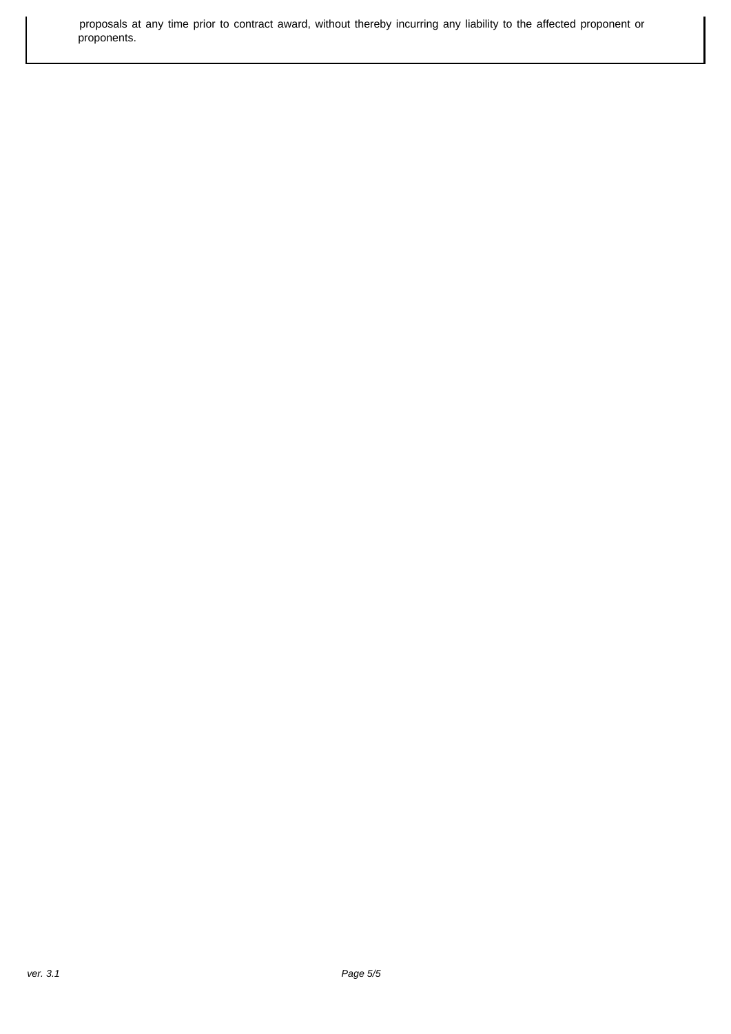proposals at any time prior to contract award, without thereby incurring any liability to the affected proponent or proponents.